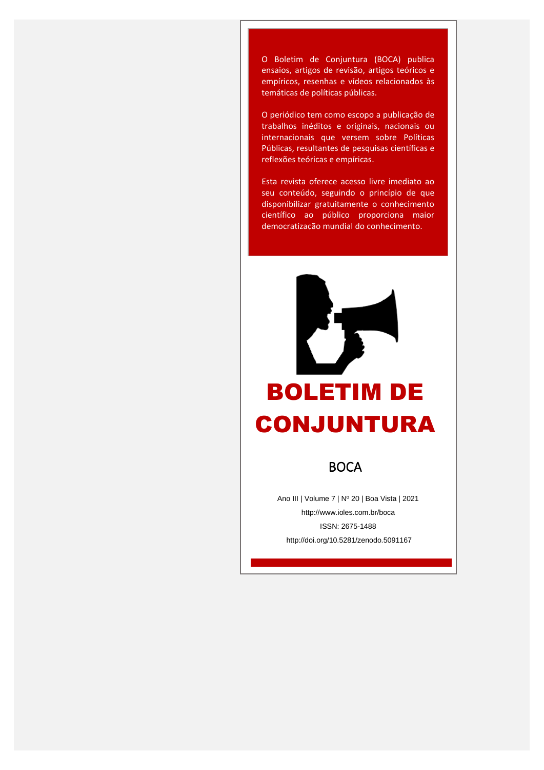O Boletim de Conjuntura (BOCA) publica ensaios, artigos de revisão, artigos teóricos e empíricos, resenhas e vídeos relacionados às temáticas de políticas públicas.

O periódico tem como escopo a publicação de trabalhos inéditos e originais, nacionais ou internacionais que versem sobre Políticas Públicas, resultantes de pesquisas científicas e reflexões teóricas e empíricas.

Esta revista oferece acesso livre imediato ao seu conteúdo, seguindo o princípio de que disponibilizar gratuitamente o conhecimento científico ao público proporciona maior democratização mundial do conhecimento.

# BOLETIM DE CONJUNTURA

## BOCA

Ano III | Volume 7 | Nº 20 | Boa Vista | 2021

http://www.ioles.com.br/boca

ISSN: 2675-1488

http://doi.org/10.5281/zenodo.5091167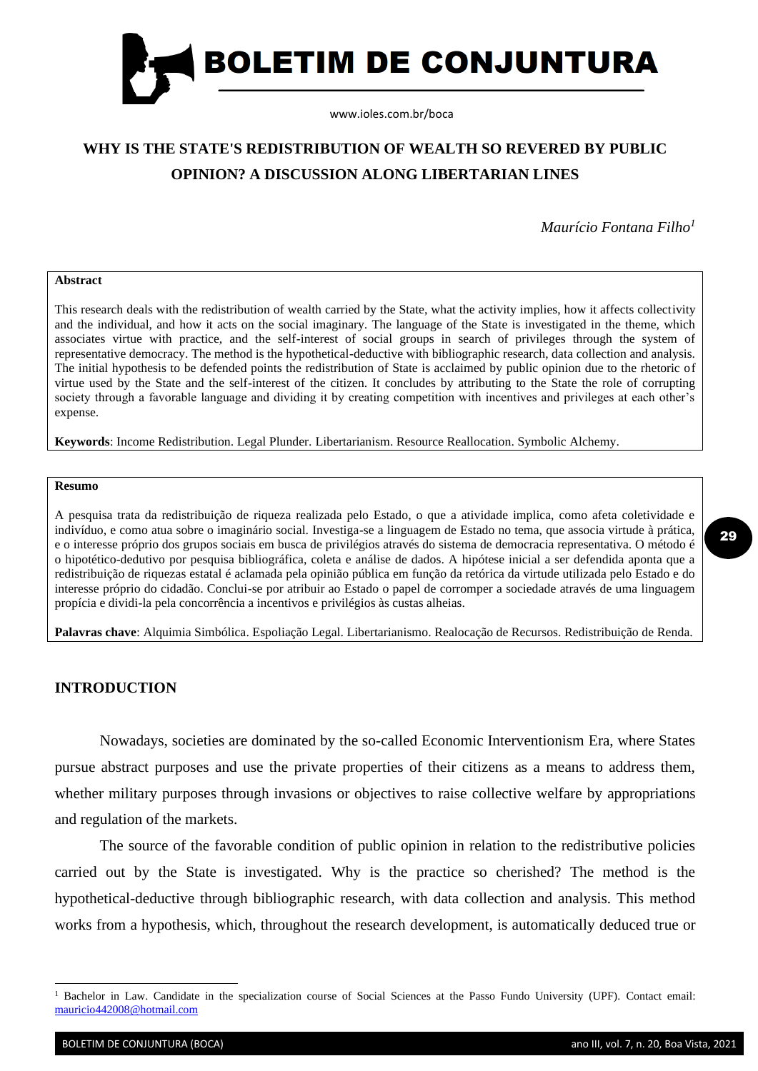# WHY IS THE STATE'S REDISTRIBUTION OF WEALTH SO REVERED BY PUBLIC OPINION? A DISCUSSION ALONG LIBERTARIAN LINES

*Maurício Fontana Filho*[1]

**Abstract**

This research deals with the redistribution of wealth carried by the State, what the activity implies, how it affects collectivity and the individual, and how it acts on the social imaginary. The language of the State is investigated in the theme, which associates virtue with practice, and the self-interest of social groups in search of privileges through the system of representative democracy. The method is the hypothetical-deductive with bibliographic research, data collection and analysis. The initial hypothesis to be defended points the redistribution of State is acclaimed by public opinion due to the rhetoric of virtue used by the State and the self-interest of the citizen. It concludes by attributing to the State the role of corrupting society through a favorable language and dividing it by creating competition with incentives and privileges at each other's expense.

**Keywords**: Income Redistribution. Legal Plunder. Libertarianism. Resource Reallocation. Symbolic Alchemy.

**Resumo**

A pesquisa trata da redistribuição de riqueza realizada pelo Estado, o que a atividade implica, como afeta coletividade e indivíduo, e como atua sobre o imaginário social. Investiga-se a linguagem de Estado no tema, que associa virtude à prática, e o interesse próprio dos grupos sociais em busca de privilégios através do sistema de democracia representativa. O método é o hipotético-dedutivo por pesquisa bibliográfica, coleta e análise de dados. A hipótese inicial a ser defendida aponta que a redistribuição de riquezas estatal é aclamada pela opinião pública em função da retórica da virtude utilizada pelo Estado e do interesse próprio do cidadão. Conclui-se por atribuir ao Estado o papel de corromper a sociedade através de uma linguagem propícia e dividi-la pela concorrência a incentivos e privilégios às custas alheias.

**Palavras chave**: Alquimia Simbólica. Espoliação Legal. Libertarianismo. Realocação de Recursos. Redistribuição de Renda.

## INTRODUCTION

Nowadays, societies are dominated by the so-called Economic Interventionism Era, where States pursue abstract purposes and use the private properties of their citizens as a means to address them, whether military purposes through invasions or objectives to raise collective welfare by appropriations and regulation of the markets.

The source of the favorable condition of public opinion in relation to the redistributive policies carried out by the State is investigated. Why is the practice so cherished? The method is the hypothetical-deductive through bibliographic research, with data collection and analysis. This method works from a hypothesis, which, throughout the research development, is automatically deduced true or

[1] Bachelor in Law. Candidate in the specialization course of Social Sciences at the Passo Fundo University (UPF). Contact email: mauricio442008@hotmail.com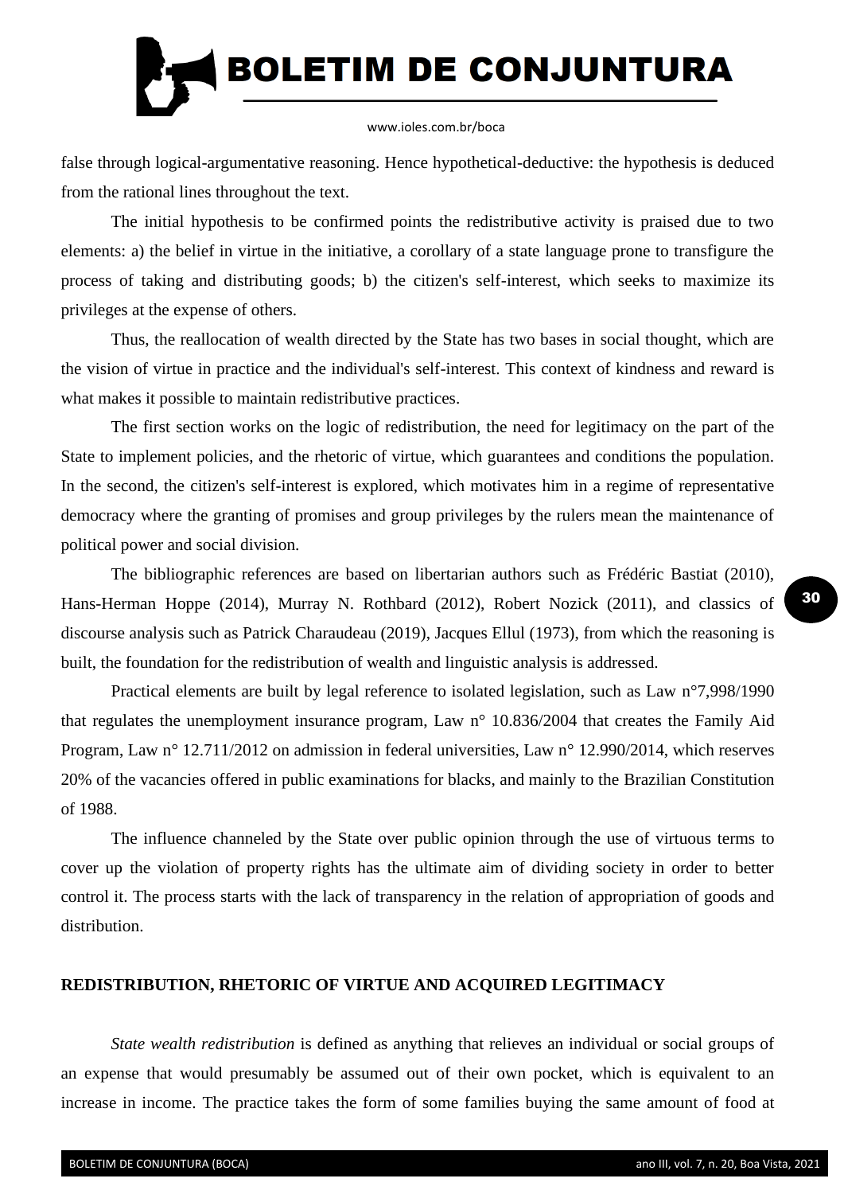false through logical-argumentative reasoning. Hence hypothetical-deductive: the hypothesis is deduced from the rational lines throughout the text.

The initial hypothesis to be confirmed points the redistributive activity is praised due to two elements: a) the belief in virtue in the initiative, a corollary of a state language prone to transfigure the process of taking and distributing goods; b) the citizen's self-interest, which seeks to maximize its privileges at the expense of others.

Thus, the reallocation of wealth directed by the State has two bases in social thought, which are the vision of virtue in practice and the individual's self-interest. This context of kindness and reward is what makes it possible to maintain redistributive practices.

The first section works on the logic of redistribution, the need for legitimacy on the part of the State to implement policies, and the rhetoric of virtue, which guarantees and conditions the population. In the second, the citizen's self-interest is explored, which motivates him in a regime of representative democracy where the granting of promises and group privileges by the rulers mean the maintenance of political power and social division.

The bibliographic references are based on libertarian authors such as Frédéric Bastiat (2010), Hans-Herman Hoppe (2014), Murray N. Rothbard (2012), Robert Nozick (2011), and classics of discourse analysis such as Patrick Charaudeau (2019), Jacques Ellul (1973), from which the reasoning is built, the foundation for the redistribution of wealth and linguistic analysis is addressed.

Practical elements are built by legal reference to isolated legislation, such as Law n°7,998/1990 that regulates the unemployment insurance program, Law n° 10.836/2004 that creates the Family Aid Program, Law n° 12.711/2012 on admission in federal universities, Law n° 12.990/2014, which reserves 20% of the vacancies offered in public examinations for blacks, and mainly to the Brazilian Constitution of 1988.

The influence channeled by the State over public opinion through the use of virtuous terms to cover up the violation of property rights has the ultimate aim of dividing society in order to better control it. The process starts with the lack of transparency in the relation of appropriation of goods and distribution.

## REDISTRIBUTION, RHETORIC OF VIRTUE AND ACQUIRED LEGITIMACY

*State wealth redistribution* is defined as anything that relieves an individual or social groups of an expense that would presumably be assumed out of their own pocket, which is equivalent to an increase in income. The practice takes the form of some families buying the same amount of food at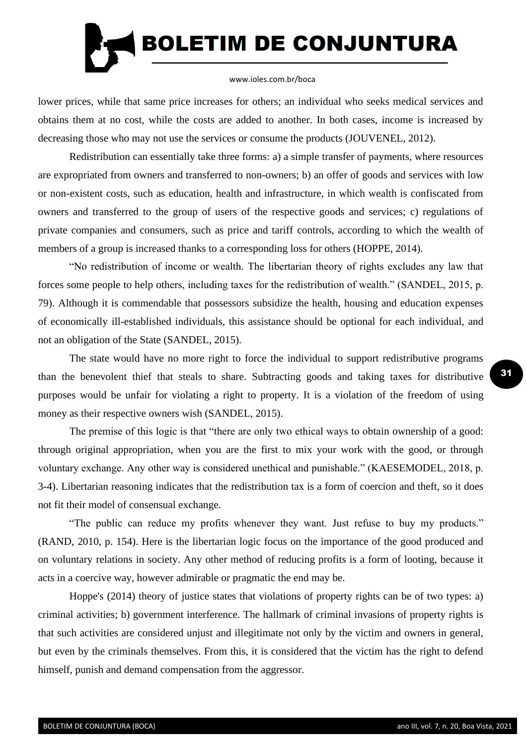lower prices, while that same price increases for others; an individual who seeks medical services and obtains them at no cost, while the costs are added to another. In both cases, income is increased by decreasing those who may not use the services or consume the products (JOUVENEL, 2012).

Redistribution can essentially take three forms: a) a simple transfer of payments, where resources are expropriated from owners and transferred to non-owners; b) an offer of goods and services with low or non-existent costs, such as education, health and infrastructure, in which wealth is confiscated from owners and transferred to the group of users of the respective goods and services; c) regulations of private companies and consumers, such as price and tariff controls, according to which the wealth of members of a group is increased thanks to a corresponding loss for others (HOPPE, 2014).

"No redistribution of income or wealth. The libertarian theory of rights excludes any law that forces some people to help others, including taxes for the redistribution of wealth." (SANDEL, 2015, p. 79). Although it is commendable that possessors subsidize the health, housing and education expenses of economically ill-established individuals, this assistance should be optional for each individual, and not an obligation of the State (SANDEL, 2015).

The state would have no more right to force the individual to support redistributive programs than the benevolent thief that steals to share. Subtracting goods and taking taxes for distributive purposes would be unfair for violating a right to property. It is a violation of the freedom of using money as their respective owners wish (SANDEL, 2015).

The premise of this logic is that "there are only two ethical ways to obtain ownership of a good: through original appropriation, when you are the first to mix your work with the good, or through voluntary exchange. Any other way is considered unethical and punishable." (KAESEMODEL, 2018, p. 3-4). Libertarian reasoning indicates that the redistribution tax is a form of coercion and theft, so it does not fit their model of consensual exchange.

"The public can reduce my profits whenever they want. Just refuse to buy my products." (RAND, 2010, p. 154). Here is the libertarian logic focus on the importance of the good produced and on voluntary relations in society. Any other method of reducing profits is a form of looting, because it acts in a coercive way, however admirable or pragmatic the end may be.

Hoppe's (2014) theory of justice states that violations of property rights can be of two types: a) criminal activities; b) government interference. The hallmark of criminal invasions of property rights is that such activities are considered unjust and illegitimate not only by the victim and owners in general, but even by the criminals themselves. From this, it is considered that the victim has the right to defend himself, punish and demand compensation from the aggressor.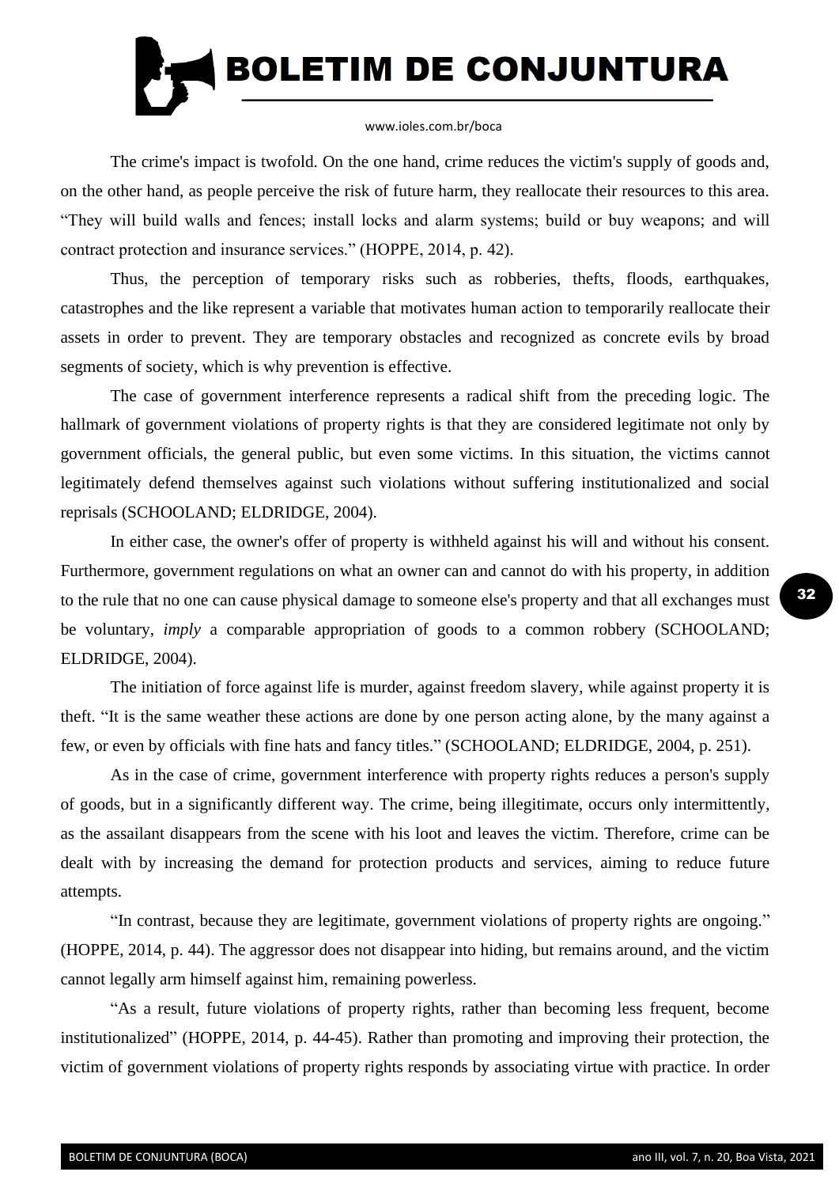The crime's impact is twofold. On the one hand, crime reduces the victim's supply of goods and, on the other hand, as people perceive the risk of future harm, they reallocate their resources to this area. “They will build walls and fences; install locks and alarm systems; build or buy weapons; and will contract protection and insurance services.” (HOPPE, 2014, p. 42).

Thus, the perception of temporary risks such as robberies, thefts, floods, earthquakes, catastrophes and the like represent a variable that motivates human action to temporarily reallocate their assets in order to prevent. They are temporary obstacles and recognized as concrete evils by broad segments of society, which is why prevention is effective.

The case of government interference represents a radical shift from the preceding logic. The hallmark of government violations of property rights is that they are considered legitimate not only by government officials, the general public, but even some victims. In this situation, the victims cannot legitimately defend themselves against such violations without suffering institutionalized and social reprisals (SCHOOLAND; ELDRIDGE, 2004).

In either case, the owner's offer of property is withheld against his will and without his consent. Furthermore, government regulations on what an owner can and cannot do with his property, in addition to the rule that no one can cause physical damage to someone else's property and that all exchanges must be voluntary, *imply* a comparable appropriation of goods to a common robbery (SCHOOLAND; ELDRIDGE, 2004).

The initiation of force against life is murder, against freedom slavery, while against property it is theft. “It is the same weather these actions are done by one person acting alone, by the many against a few, or even by officials with fine hats and fancy titles.” (SCHOOLAND; ELDRIDGE, 2004, p. 251).

As in the case of crime, government interference with property rights reduces a person's supply of goods, but in a significantly different way. The crime, being illegitimate, occurs only intermittently, as the assailant disappears from the scene with his loot and leaves the victim. Therefore, crime can be dealt with by increasing the demand for protection products and services, aiming to reduce future attempts.

“In contrast, because they are legitimate, government violations of property rights are ongoing.” (HOPPE, 2014, p. 44). The aggressor does not disappear into hiding, but remains around, and the victim cannot legally arm himself against him, remaining powerless.

“As a result, future violations of property rights, rather than becoming less frequent, become institutionalized” (HOPPE, 2014, p. 44-45). Rather than promoting and improving their protection, the victim of government violations of property rights responds by associating virtue with practice. In order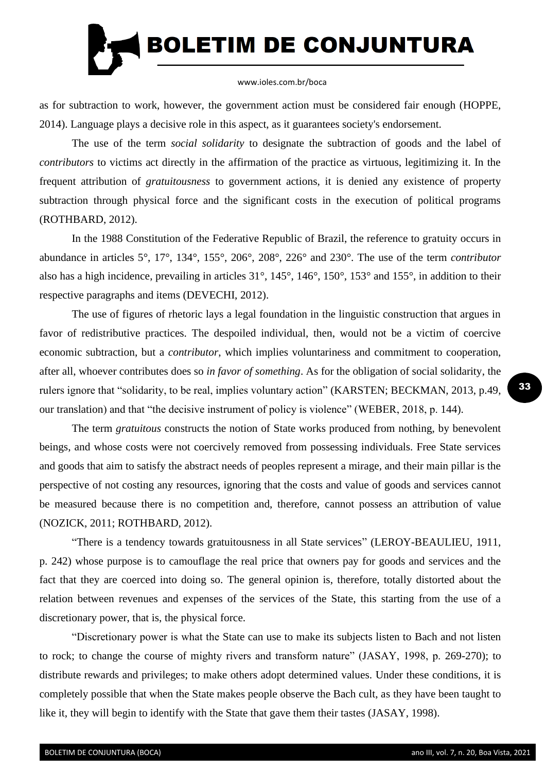as for subtraction to work, however, the government action must be considered fair enough (HOPPE, 2014). Language plays a decisive role in this aspect, as it guarantees society's endorsement.

The use of the term *social solidarity* to designate the subtraction of goods and the label of *contributors* to victims act directly in the affirmation of the practice as virtuous, legitimizing it. In the frequent attribution of *gratuitousness* to government actions, it is denied any existence of property subtraction through physical force and the significant costs in the execution of political programs (ROTHBARD, 2012).

In the 1988 Constitution of the Federative Republic of Brazil, the reference to gratuity occurs in abundance in articles 5°, 17°, 134°, 155°, 206°, 208°, 226° and 230°. The use of the term *contributor* also has a high incidence, prevailing in articles 31°, 145°, 146°, 150°, 153° and 155°, in addition to their respective paragraphs and items (DEVECHI, 2012).

The use of figures of rhetoric lays a legal foundation in the linguistic construction that argues in favor of redistributive practices. The despoiled individual, then, would not be a victim of coercive economic subtraction, but a *contributor*, which implies voluntariness and commitment to cooperation, after all, whoever contributes does so *in favor of something*. As for the obligation of social solidarity, the rulers ignore that "solidarity, to be real, implies voluntary action" (KARSTEN; BECKMAN, 2013, p.49, our translation) and that "the decisive instrument of policy is violence" (WEBER, 2018, p. 144).

The term *gratuitous* constructs the notion of State works produced from nothing, by benevolent beings, and whose costs were not coercively removed from possessing individuals. Free State services and goods that aim to satisfy the abstract needs of peoples represent a mirage, and their main pillar is the perspective of not costing any resources, ignoring that the costs and value of goods and services cannot be measured because there is no competition and, therefore, cannot possess an attribution of value (NOZICK, 2011; ROTHBARD, 2012).

"There is a tendency towards gratuitousness in all State services" (LEROY-BEAULIEU, 1911, p. 242) whose purpose is to camouflage the real price that owners pay for goods and services and the fact that they are coerced into doing so. The general opinion is, therefore, totally distorted about the relation between revenues and expenses of the services of the State, this starting from the use of a discretionary power, that is, the physical force.

"Discretionary power is what the State can use to make its subjects listen to Bach and not listen to rock; to change the course of mighty rivers and transform nature" (JASAY, 1998, p. 269-270); to distribute rewards and privileges; to make others adopt determined values. Under these conditions, it is completely possible that when the State makes people observe the Bach cult, as they have been taught to like it, they will begin to identify with the State that gave them their tastes (JASAY, 1998).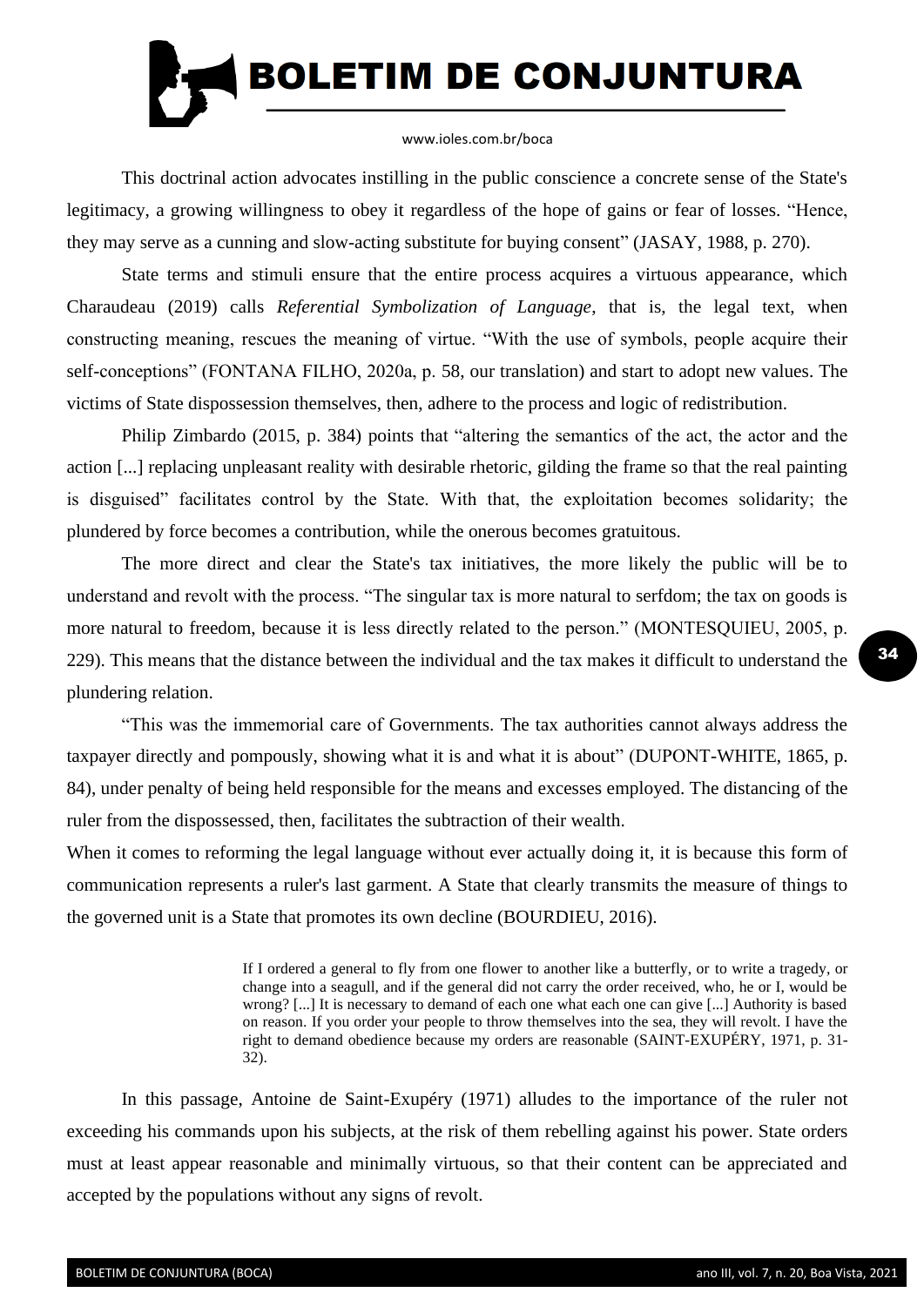This doctrinal action advocates instilling in the public conscience a concrete sense of the State's legitimacy, a growing willingness to obey it regardless of the hope of gains or fear of losses. “Hence, they may serve as a cunning and slow-acting substitute for buying consent” (JASAY, 1988, p. 270).

State terms and stimuli ensure that the entire process acquires a virtuous appearance, which Charaudeau (2019) calls *Referential Symbolization of Language*, that is, the legal text, when constructing meaning, rescues the meaning of virtue. “With the use of symbols, people acquire their self-conceptions” (FONTANA FILHO, 2020a, p. 58, our translation) and start to adopt new values. The victims of State dispossession themselves, then, adhere to the process and logic of redistribution.

Philip Zimbardo (2015, p. 384) points that “altering the semantics of the act, the actor and the action [...] replacing unpleasant reality with desirable rhetoric, gilding the frame so that the real painting is disguised” facilitates control by the State. With that, the exploitation becomes solidarity; the plundered by force becomes a contribution, while the onerous becomes gratuitous.

The more direct and clear the State's tax initiatives, the more likely the public will be to understand and revolt with the process. “The singular tax is more natural to serfdom; the tax on goods is more natural to freedom, because it is less directly related to the person.” (MONTESQUIEU, 2005, p. 229). This means that the distance between the individual and the tax makes it difficult to understand the plundering relation.

“This was the immemorial care of Governments. The tax authorities cannot always address the taxpayer directly and pompously, showing what it is and what it is about” (DUPONT-WHITE, 1865, p. 84), under penalty of being held responsible for the means and excesses employed. The distancing of the ruler from the dispossessed, then, facilitates the subtraction of their wealth.

When it comes to reforming the legal language without ever actually doing it, it is because this form of communication represents a ruler's last garment. A State that clearly transmits the measure of things to the governed unit is a State that promotes its own decline (BOURDIEU, 2016).

> If I ordered a general to fly from one flower to another like a butterfly, or to write a tragedy, or change into a seagull, and if the general did not carry the order received, who, he or I, would be wrong? [...] It is necessary to demand of each one what each one can give [...] Authority is based on reason. If you order your people to throw themselves into the sea, they will revolt. I have the right to demand obedience because my orders are reasonable (SAINT-EXUPÉRY, 1971, p. 31-32).

In this passage, Antoine de Saint-Exupéry (1971) alludes to the importance of the ruler not exceeding his commands upon his subjects, at the risk of them rebelling against his power. State orders must at least appear reasonable and minimally virtuous, so that their content can be appreciated and accepted by the populations without any signs of revolt.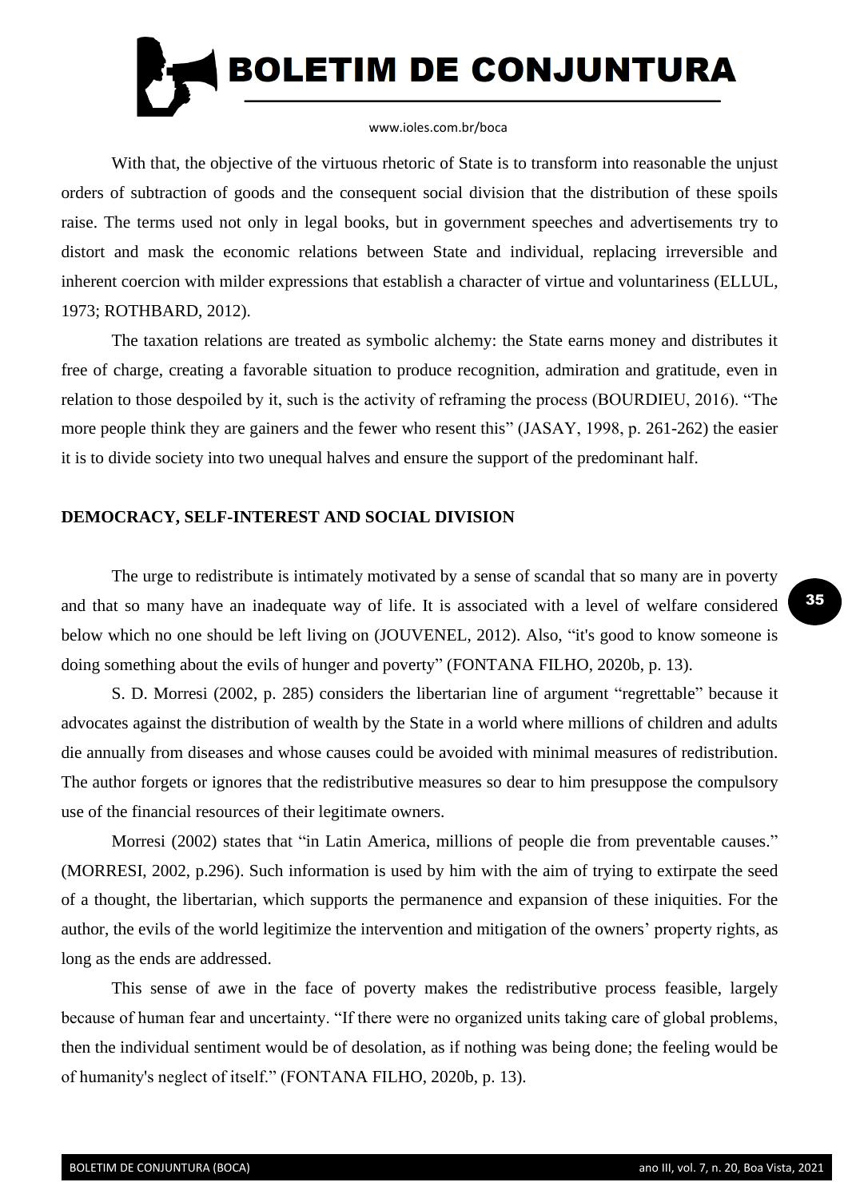With that, the objective of the virtuous rhetoric of State is to transform into reasonable the unjust orders of subtraction of goods and the consequent social division that the distribution of these spoils raise. The terms used not only in legal books, but in government speeches and advertisements try to distort and mask the economic relations between State and individual, replacing irreversible and inherent coercion with milder expressions that establish a character of virtue and voluntariness (ELLUL, 1973; ROTHBARD, 2012).

The taxation relations are treated as symbolic alchemy: the State earns money and distributes it free of charge, creating a favorable situation to produce recognition, admiration and gratitude, even in relation to those despoiled by it, such is the activity of reframing the process (BOURDIEU, 2016). “The more people think they are gainers and the fewer who resent this” (JASAY, 1998, p. 261-262) the easier it is to divide society into two unequal halves and ensure the support of the predominant half.

## DEMOCRACY, SELF-INTEREST AND SOCIAL DIVISION

The urge to redistribute is intimately motivated by a sense of scandal that so many are in poverty and that so many have an inadequate way of life. It is associated with a level of welfare considered below which no one should be left living on (JOUVENEL, 2012). Also, “it's good to know someone is doing something about the evils of hunger and poverty” (FONTANA FILHO, 2020b, p. 13).

S. D. Morresi (2002, p. 285) considers the libertarian line of argument “regrettable” because it advocates against the distribution of wealth by the State in a world where millions of children and adults die annually from diseases and whose causes could be avoided with minimal measures of redistribution. The author forgets or ignores that the redistributive measures so dear to him presuppose the compulsory use of the financial resources of their legitimate owners.

Morresi (2002) states that “in Latin America, millions of people die from preventable causes.” (MORRESI, 2002, p.296). Such information is used by him with the aim of trying to extirpate the seed of a thought, the libertarian, which supports the permanence and expansion of these iniquities. For the author, the evils of the world legitimize the intervention and mitigation of the owners’ property rights, as long as the ends are addressed.

This sense of awe in the face of poverty makes the redistributive process feasible, largely because of human fear and uncertainty. “If there were no organized units taking care of global problems, then the individual sentiment would be of desolation, as if nothing was being done; the feeling would be of humanity's neglect of itself.” (FONTANA FILHO, 2020b, p. 13).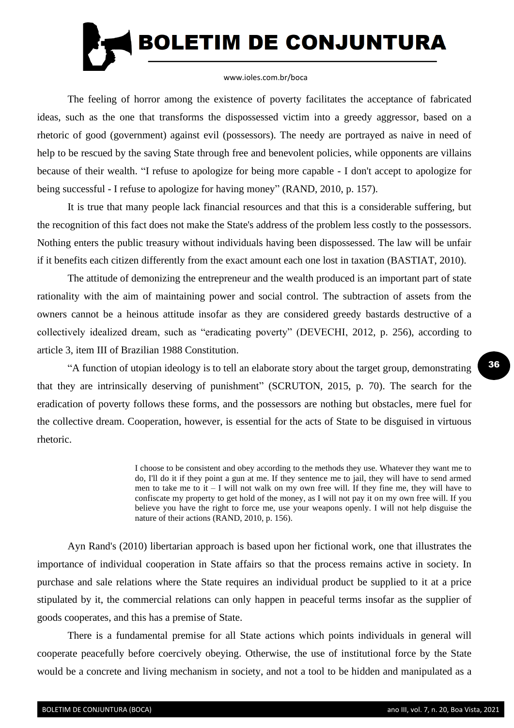The feeling of horror among the existence of poverty facilitates the acceptance of fabricated ideas, such as the one that transforms the dispossessed victim into a greedy aggressor, based on a rhetoric of good (government) against evil (possessors). The needy are portrayed as naive in need of help to be rescued by the saving State through free and benevolent policies, while opponents are villains because of their wealth. “I refuse to apologize for being more capable - I don't accept to apologize for being successful - I refuse to apologize for having money” (RAND, 2010, p. 157).

It is true that many people lack financial resources and that this is a considerable suffering, but the recognition of this fact does not make the State's address of the problem less costly to the possessors. Nothing enters the public treasury without individuals having been dispossessed. The law will be unfair if it benefits each citizen differently from the exact amount each one lost in taxation (BASTIAT, 2010).

The attitude of demonizing the entrepreneur and the wealth produced is an important part of state rationality with the aim of maintaining power and social control. The subtraction of assets from the owners cannot be a heinous attitude insofar as they are considered greedy bastards destructive of a collectively idealized dream, such as “eradicating poverty” (DEVECHI, 2012, p. 256), according to article 3, item III of Brazilian 1988 Constitution.

“A function of utopian ideology is to tell an elaborate story about the target group, demonstrating that they are intrinsically deserving of punishment” (SCRUTON, 2015, p. 70). The search for the eradication of poverty follows these forms, and the possessors are nothing but obstacles, mere fuel for the collective dream. Cooperation, however, is essential for the acts of State to be disguised in virtuous rhetoric.

> I choose to be consistent and obey according to the methods they use. Whatever they want me to do, I'll do it if they point a gun at me. If they sentence me to jail, they will have to send armed men to take me to it – I will not walk on my own free will. If they fine me, they will have to confiscate my property to get hold of the money, as I will not pay it on my own free will. If you believe you have the right to force me, use your weapons openly. I will not help disguise the nature of their actions (RAND, 2010, p. 156).

Ayn Rand's (2010) libertarian approach is based upon her fictional work, one that illustrates the importance of individual cooperation in State affairs so that the process remains active in society. In purchase and sale relations where the State requires an individual product be supplied to it at a price stipulated by it, the commercial relations can only happen in peaceful terms insofar as the supplier of goods cooperates, and this has a premise of State.

There is a fundamental premise for all State actions which points individuals in general will cooperate peacefully before coercively obeying. Otherwise, the use of institutional force by the State would be a concrete and living mechanism in society, and not a tool to be hidden and manipulated as a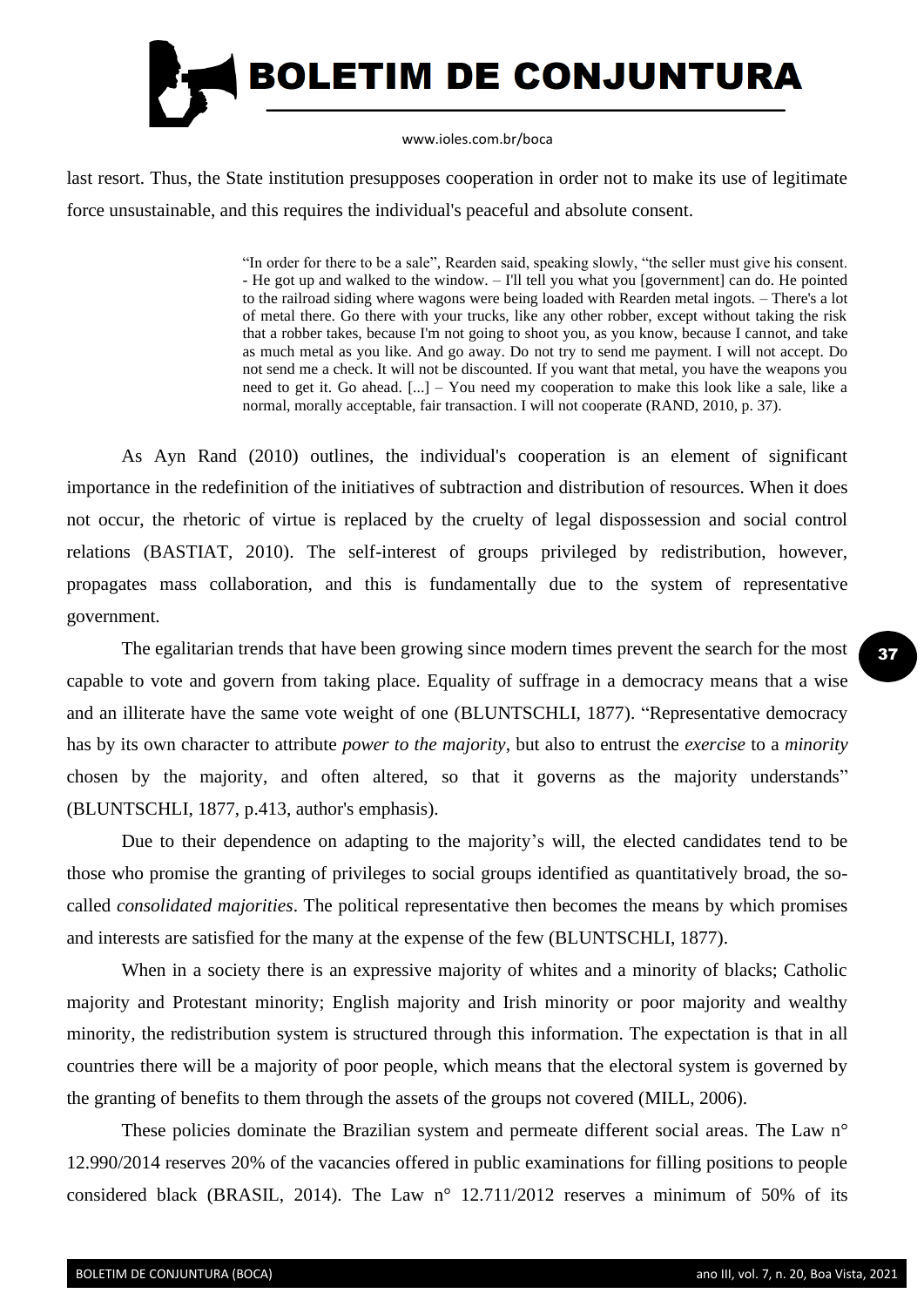last resort. Thus, the State institution presupposes cooperation in order not to make its use of legitimate force unsustainable, and this requires the individual's peaceful and absolute consent.

> "In order for there to be a sale", Rearden said, speaking slowly, "the seller must give his consent. - He got up and walked to the window. – I'll tell you what you [government] can do. He pointed to the railroad siding where wagons were being loaded with Rearden metal ingots. – There's a lot of metal there. Go there with your trucks, like any other robber, except without taking the risk that a robber takes, because I'm not going to shoot you, as you know, because I cannot, and take as much metal as you like. And go away. Do not try to send me payment. I will not accept. Do not send me a check. It will not be discounted. If you want that metal, you have the weapons you need to get it. Go ahead. [...] – You need my cooperation to make this look like a sale, like a normal, morally acceptable, fair transaction. I will not cooperate (RAND, 2010, p. 37).

As Ayn Rand (2010) outlines, the individual's cooperation is an element of significant importance in the redefinition of the initiatives of subtraction and distribution of resources. When it does not occur, the rhetoric of virtue is replaced by the cruelty of legal dispossession and social control relations (BASTIAT, 2010). The self-interest of groups privileged by redistribution, however, propagates mass collaboration, and this is fundamentally due to the system of representative government.

The egalitarian trends that have been growing since modern times prevent the search for the most capable to vote and govern from taking place. Equality of suffrage in a democracy means that a wise and an illiterate have the same vote weight of one (BLUNTSCHLI, 1877). "Representative democracy has by its own character to attribute *power to the majority*, but also to entrust the *exercise* to a *minority* chosen by the majority, and often altered, so that it governs as the majority understands" (BLUNTSCHLI, 1877, p.413, author's emphasis).

Due to their dependence on adapting to the majority's will, the elected candidates tend to be those who promise the granting of privileges to social groups identified as quantitatively broad, the so-called *consolidated majorities*. The political representative then becomes the means by which promises and interests are satisfied for the many at the expense of the few (BLUNTSCHLI, 1877).

When in a society there is an expressive majority of whites and a minority of blacks; Catholic majority and Protestant minority; English majority and Irish minority or poor majority and wealthy minority, the redistribution system is structured through this information. The expectation is that in all countries there will be a majority of poor people, which means that the electoral system is governed by the granting of benefits to them through the assets of the groups not covered (MILL, 2006).

These policies dominate the Brazilian system and permeate different social areas. The Law n° 12.990/2014 reserves 20% of the vacancies offered in public examinations for filling positions to people considered black (BRASIL, 2014). The Law n° 12.711/2012 reserves a minimum of 50% of its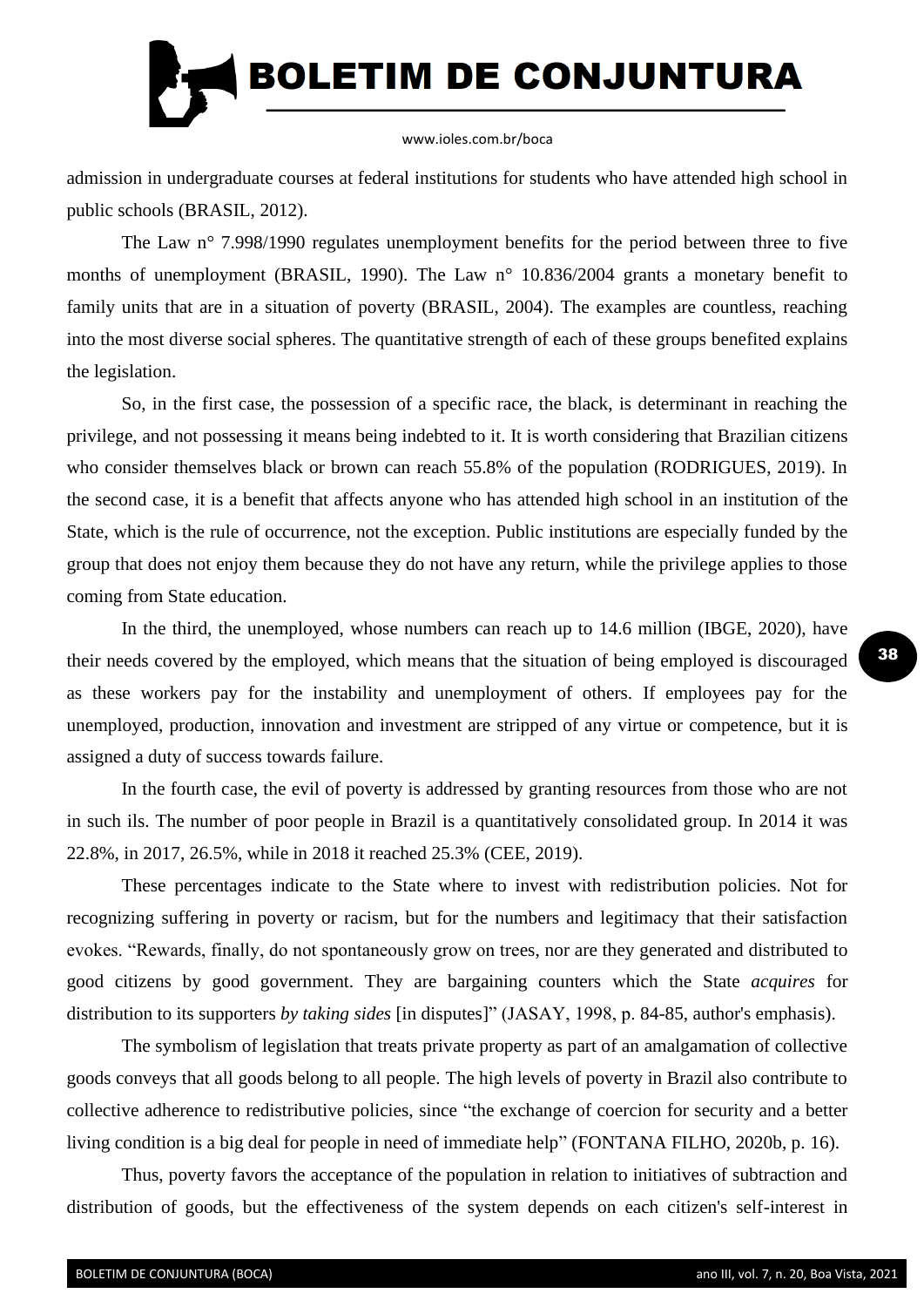admission in undergraduate courses at federal institutions for students who have attended high school in public schools (BRASIL, 2012).

The Law n° 7.998/1990 regulates unemployment benefits for the period between three to five months of unemployment (BRASIL, 1990). The Law n° 10.836/2004 grants a monetary benefit to family units that are in a situation of poverty (BRASIL, 2004). The examples are countless, reaching into the most diverse social spheres. The quantitative strength of each of these groups benefited explains the legislation.

So, in the first case, the possession of a specific race, the black, is determinant in reaching the privilege, and not possessing it means being indebted to it. It is worth considering that Brazilian citizens who consider themselves black or brown can reach 55.8% of the population (RODRIGUES, 2019). In the second case, it is a benefit that affects anyone who has attended high school in an institution of the State, which is the rule of occurrence, not the exception. Public institutions are especially funded by the group that does not enjoy them because they do not have any return, while the privilege applies to those coming from State education.

In the third, the unemployed, whose numbers can reach up to 14.6 million (IBGE, 2020), have their needs covered by the employed, which means that the situation of being employed is discouraged as these workers pay for the instability and unemployment of others. If employees pay for the unemployed, production, innovation and investment are stripped of any virtue or competence, but it is assigned a duty of success towards failure.

In the fourth case, the evil of poverty is addressed by granting resources from those who are not in such ils. The number of poor people in Brazil is a quantitatively consolidated group. In 2014 it was 22.8%, in 2017, 26.5%, while in 2018 it reached 25.3% (CEE, 2019).

These percentages indicate to the State where to invest with redistribution policies. Not for recognizing suffering in poverty or racism, but for the numbers and legitimacy that their satisfaction evokes. "Rewards, finally, do not spontaneously grow on trees, nor are they generated and distributed to good citizens by good government. They are bargaining counters which the State *acquires* for distribution to its supporters *by taking sides* [in disputes]" (JASAY, 1998, p. 84-85, author's emphasis).

The symbolism of legislation that treats private property as part of an amalgamation of collective goods conveys that all goods belong to all people. The high levels of poverty in Brazil also contribute to collective adherence to redistributive policies, since "the exchange of coercion for security and a better living condition is a big deal for people in need of immediate help" (FONTANA FILHO, 2020b, p. 16).

Thus, poverty favors the acceptance of the population in relation to initiatives of subtraction and distribution of goods, but the effectiveness of the system depends on each citizen's self-interest in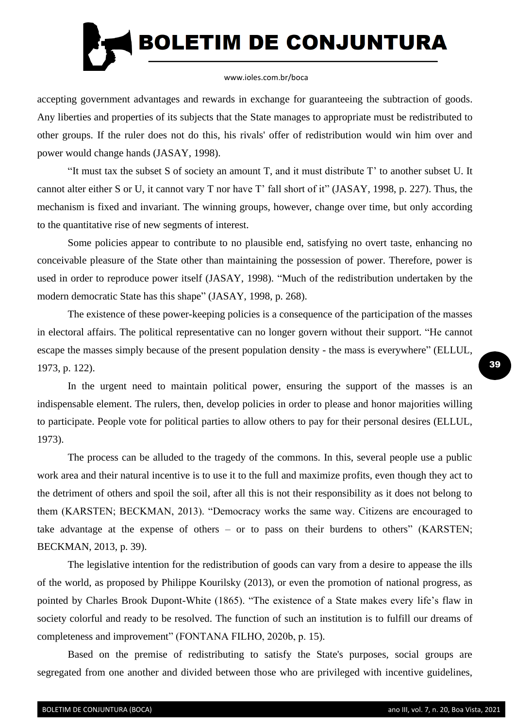accepting government advantages and rewards in exchange for guaranteeing the subtraction of goods. Any liberties and properties of its subjects that the State manages to appropriate must be redistributed to other groups. If the ruler does not do this, his rivals' offer of redistribution would win him over and power would change hands (JASAY, 1998).

"It must tax the subset S of society an amount T, and it must distribute T' to another subset U. It cannot alter either S or U, it cannot vary T nor have T' fall short of it" (JASAY, 1998, p. 227). Thus, the mechanism is fixed and invariant. The winning groups, however, change over time, but only according to the quantitative rise of new segments of interest.

Some policies appear to contribute to no plausible end, satisfying no overt taste, enhancing no conceivable pleasure of the State other than maintaining the possession of power. Therefore, power is used in order to reproduce power itself (JASAY, 1998). "Much of the redistribution undertaken by the modern democratic State has this shape" (JASAY, 1998, p. 268).

The existence of these power-keeping policies is a consequence of the participation of the masses in electoral affairs. The political representative can no longer govern without their support. "He cannot escape the masses simply because of the present population density - the mass is everywhere" (ELLUL, 1973, p. 122).

In the urgent need to maintain political power, ensuring the support of the masses is an indispensable element. The rulers, then, develop policies in order to please and honor majorities willing to participate. People vote for political parties to allow others to pay for their personal desires (ELLUL, 1973).

The process can be alluded to the tragedy of the commons. In this, several people use a public work area and their natural incentive is to use it to the full and maximize profits, even though they act to the detriment of others and spoil the soil, after all this is not their responsibility as it does not belong to them (KARSTEN; BECKMAN, 2013). "Democracy works the same way. Citizens are encouraged to take advantage at the expense of others – or to pass on their burdens to others" (KARSTEN; BECKMAN, 2013, p. 39).

The legislative intention for the redistribution of goods can vary from a desire to appease the ills of the world, as proposed by Philippe Kourilsky (2013), or even the promotion of national progress, as pointed by Charles Brook Dupont-White (1865). "The existence of a State makes every life's flaw in society colorful and ready to be resolved. The function of such an institution is to fulfill our dreams of completeness and improvement" (FONTANA FILHO, 2020b, p. 15).

Based on the premise of redistributing to satisfy the State's purposes, social groups are segregated from one another and divided between those who are privileged with incentive guidelines,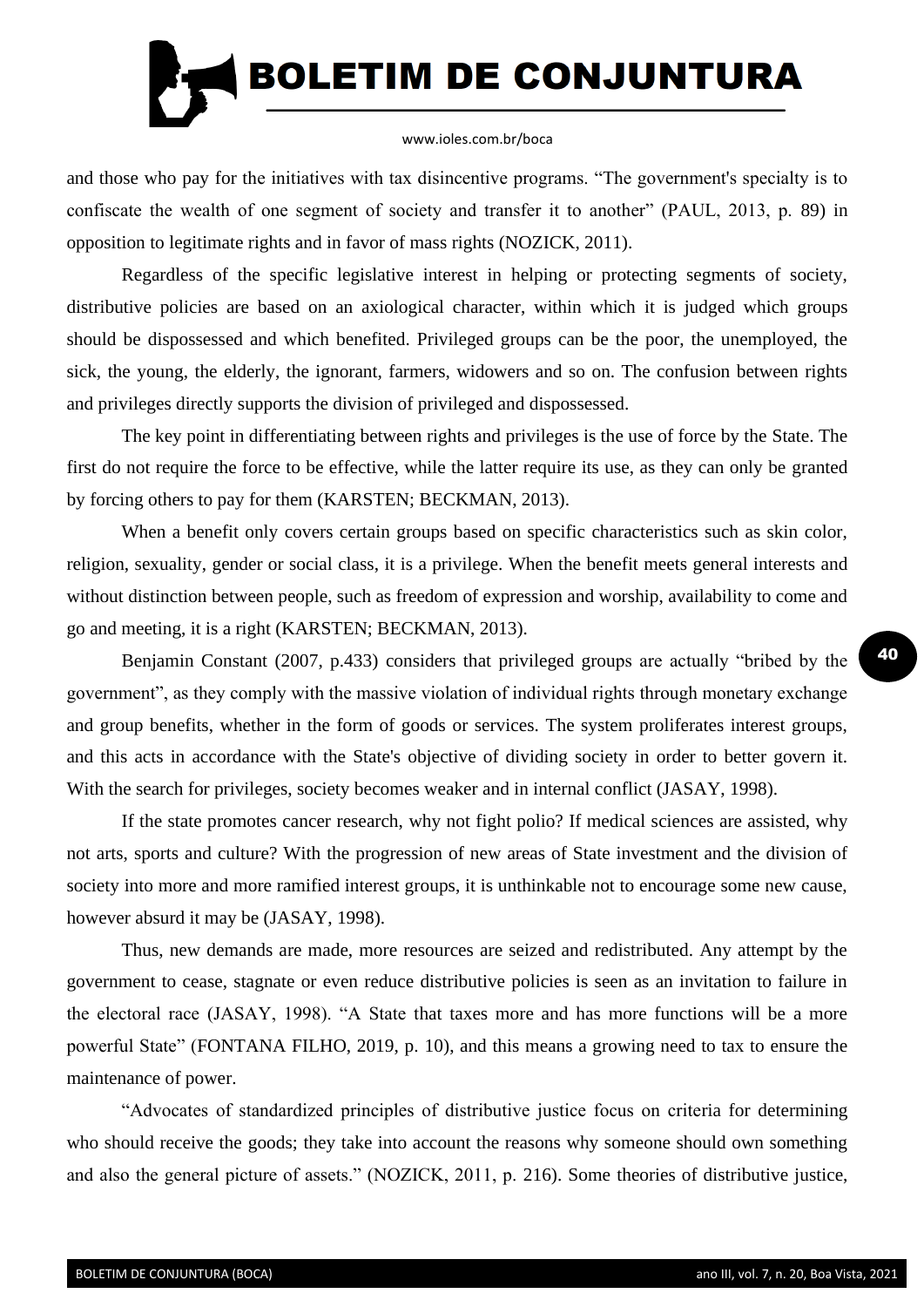and those who pay for the initiatives with tax disincentive programs. "The government's specialty is to confiscate the wealth of one segment of society and transfer it to another" (PAUL, 2013, p. 89) in opposition to legitimate rights and in favor of mass rights (NOZICK, 2011).

Regardless of the specific legislative interest in helping or protecting segments of society, distributive policies are based on an axiological character, within which it is judged which groups should be dispossessed and which benefited. Privileged groups can be the poor, the unemployed, the sick, the young, the elderly, the ignorant, farmers, widowers and so on. The confusion between rights and privileges directly supports the division of privileged and dispossessed.

The key point in differentiating between rights and privileges is the use of force by the State. The first do not require the force to be effective, while the latter require its use, as they can only be granted by forcing others to pay for them (KARSTEN; BECKMAN, 2013).

When a benefit only covers certain groups based on specific characteristics such as skin color, religion, sexuality, gender or social class, it is a privilege. When the benefit meets general interests and without distinction between people, such as freedom of expression and worship, availability to come and go and meeting, it is a right (KARSTEN; BECKMAN, 2013).

Benjamin Constant (2007, p.433) considers that privileged groups are actually "bribed by the government", as they comply with the massive violation of individual rights through monetary exchange and group benefits, whether in the form of goods or services. The system proliferates interest groups, and this acts in accordance with the State's objective of dividing society in order to better govern it. With the search for privileges, society becomes weaker and in internal conflict (JASAY, 1998).

If the state promotes cancer research, why not fight polio? If medical sciences are assisted, why not arts, sports and culture? With the progression of new areas of State investment and the division of society into more and more ramified interest groups, it is unthinkable not to encourage some new cause, however absurd it may be (JASAY, 1998).

Thus, new demands are made, more resources are seized and redistributed. Any attempt by the government to cease, stagnate or even reduce distributive policies is seen as an invitation to failure in the electoral race (JASAY, 1998). "A State that taxes more and has more functions will be a more powerful State" (FONTANA FILHO, 2019, p. 10), and this means a growing need to tax to ensure the maintenance of power.

"Advocates of standardized principles of distributive justice focus on criteria for determining who should receive the goods; they take into account the reasons why someone should own something and also the general picture of assets." (NOZICK, 2011, p. 216). Some theories of distributive justice,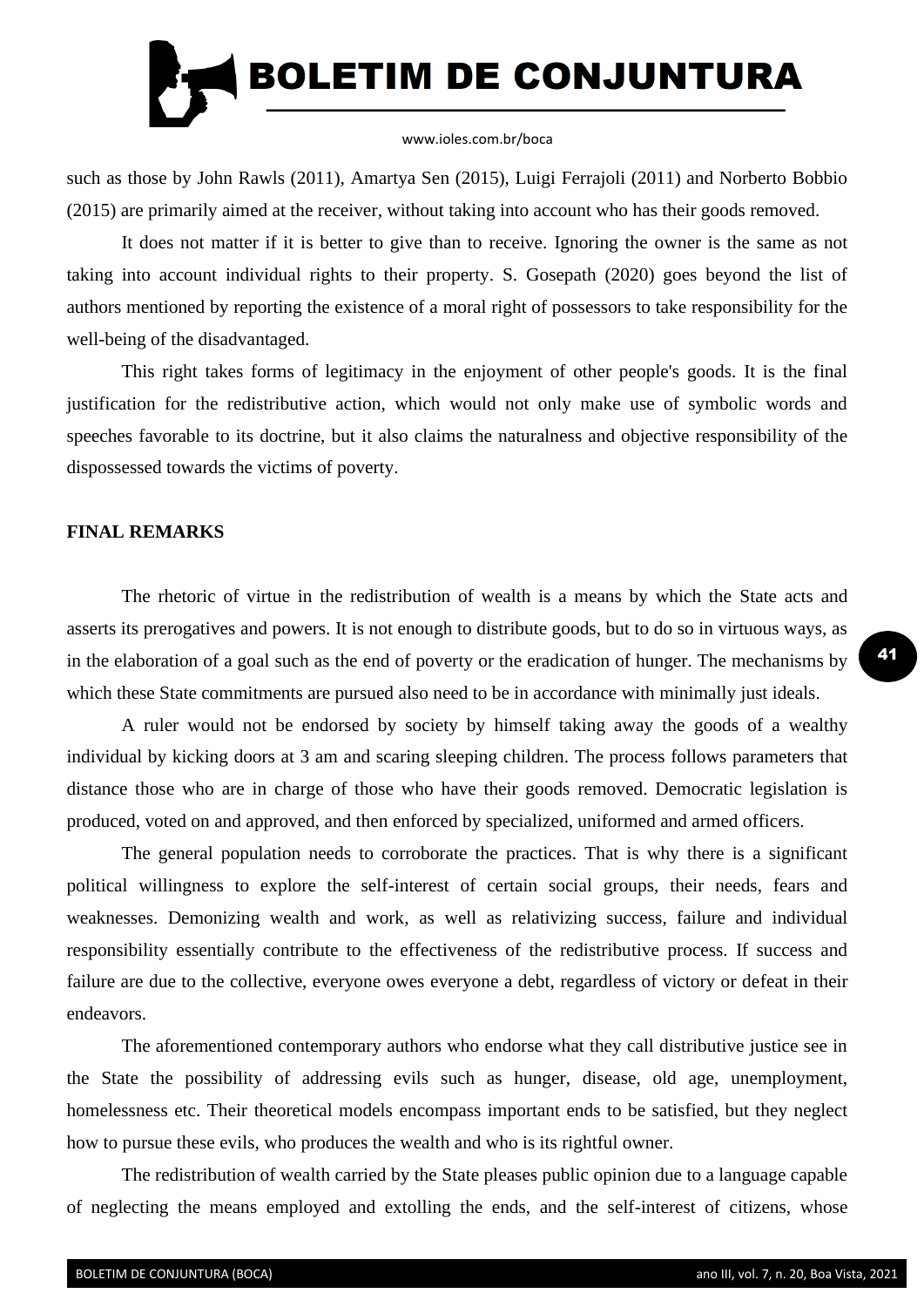such as those by John Rawls (2011), Amartya Sen (2015), Luigi Ferrajoli (2011) and Norberto Bobbio (2015) are primarily aimed at the receiver, without taking into account who has their goods removed.

It does not matter if it is better to give than to receive. Ignoring the owner is the same as not taking into account individual rights to their property. S. Gosepath (2020) goes beyond the list of authors mentioned by reporting the existence of a moral right of possessors to take responsibility for the well-being of the disadvantaged.

This right takes forms of legitimacy in the enjoyment of other people's goods. It is the final justification for the redistributive action, which would not only make use of symbolic words and speeches favorable to its doctrine, but it also claims the naturalness and objective responsibility of the dispossessed towards the victims of poverty.

## FINAL REMARKS

The rhetoric of virtue in the redistribution of wealth is a means by which the State acts and asserts its prerogatives and powers. It is not enough to distribute goods, but to do so in virtuous ways, as in the elaboration of a goal such as the end of poverty or the eradication of hunger. The mechanisms by which these State commitments are pursued also need to be in accordance with minimally just ideals.

A ruler would not be endorsed by society by himself taking away the goods of a wealthy individual by kicking doors at 3 am and scaring sleeping children. The process follows parameters that distance those who are in charge of those who have their goods removed. Democratic legislation is produced, voted on and approved, and then enforced by specialized, uniformed and armed officers.

The general population needs to corroborate the practices. That is why there is a significant political willingness to explore the self-interest of certain social groups, their needs, fears and weaknesses. Demonizing wealth and work, as well as relativizing success, failure and individual responsibility essentially contribute to the effectiveness of the redistributive process. If success and failure are due to the collective, everyone owes everyone a debt, regardless of victory or defeat in their endeavors.

The aforementioned contemporary authors who endorse what they call distributive justice see in the State the possibility of addressing evils such as hunger, disease, old age, unemployment, homelessness etc. Their theoretical models encompass important ends to be satisfied, but they neglect how to pursue these evils, who produces the wealth and who is its rightful owner.

The redistribution of wealth carried by the State pleases public opinion due to a language capable of neglecting the means employed and extolling the ends, and the self-interest of citizens, whose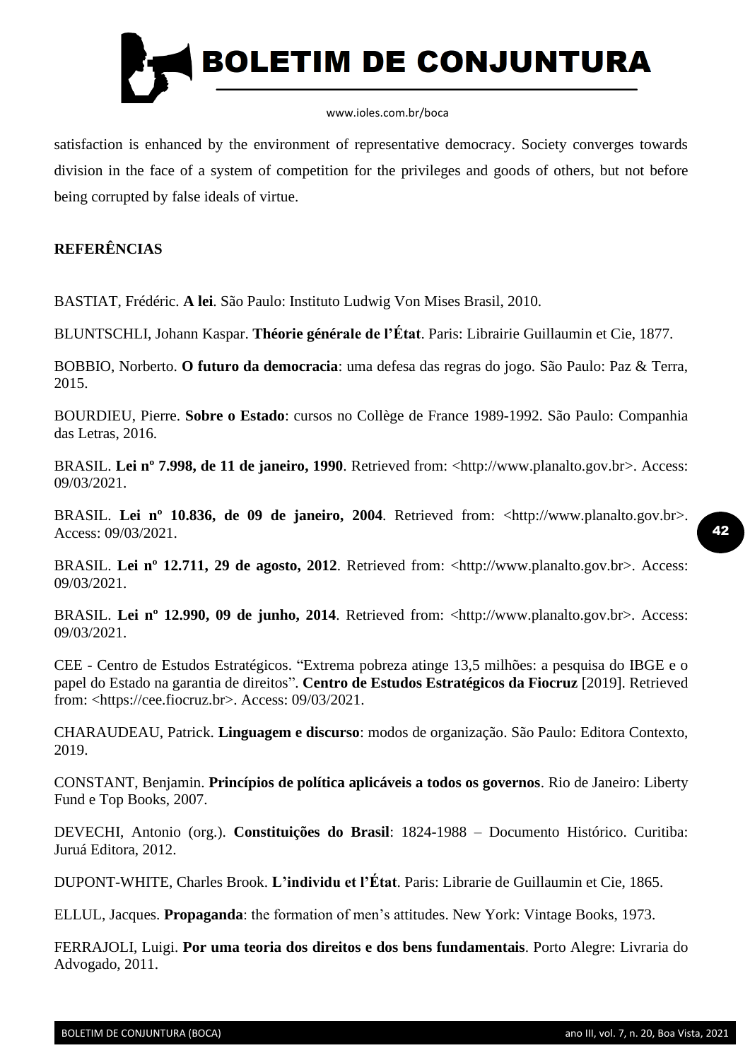satisfaction is enhanced by the environment of representative democracy. Society converges towards division in the face of a system of competition for the privileges and goods of others, but not before being corrupted by false ideals of virtue.

## REFERÊNCIAS

BASTIAT, Frédéric. **A lei**. São Paulo: Instituto Ludwig Von Mises Brasil, 2010.

BLUNTSCHLI, Johann Kaspar. **Théorie générale de l'État**. Paris: Librairie Guillaumin et Cie, 1877.

BOBBIO, Norberto. **O futuro da democracia**: uma defesa das regras do jogo. São Paulo: Paz & Terra, 2015.

BOURDIEU, Pierre. **Sobre o Estado**: cursos no Collège de France 1989-1992. São Paulo: Companhia das Letras, 2016.

BRASIL. **Lei nº 7.998, de 11 de janeiro, 1990**. Retrieved from: <http://www.planalto.gov.br>. Access: 09/03/2021.

BRASIL. **Lei nº 10.836, de 09 de janeiro, 2004**. Retrieved from: <http://www.planalto.gov.br>. Access: 09/03/2021.

BRASIL. **Lei nº 12.711, 29 de agosto, 2012**. Retrieved from: <http://www.planalto.gov.br>. Access: 09/03/2021.

BRASIL. **Lei nº 12.990, 09 de junho, 2014**. Retrieved from: <http://www.planalto.gov.br>. Access: 09/03/2021.

CEE - Centro de Estudos Estratégicos. "Extrema pobreza atinge 13,5 milhões: a pesquisa do IBGE e o papel do Estado na garantia de direitos". **Centro de Estudos Estratégicos da Fiocruz** [2019]. Retrieved from: <https://cee.fiocruz.br>. Access: 09/03/2021.

CHARAUDEAU, Patrick. **Linguagem e discurso**: modos de organização. São Paulo: Editora Contexto, 2019.

CONSTANT, Benjamin. **Princípios de política aplicáveis a todos os governos**. Rio de Janeiro: Liberty Fund e Top Books, 2007.

DEVECHI, Antonio (org.). **Constituições do Brasil**: 1824-1988 – Documento Histórico. Curitiba: Juruá Editora, 2012.

DUPONT-WHITE, Charles Brook. **L'individu et l'État**. Paris: Librarie de Guillaumin et Cie, 1865.

ELLUL, Jacques. **Propaganda**: the formation of men's attitudes. New York: Vintage Books, 1973.

FERRAJOLI, Luigi. **Por uma teoria dos direitos e dos bens fundamentais**. Porto Alegre: Livraria do Advogado, 2011.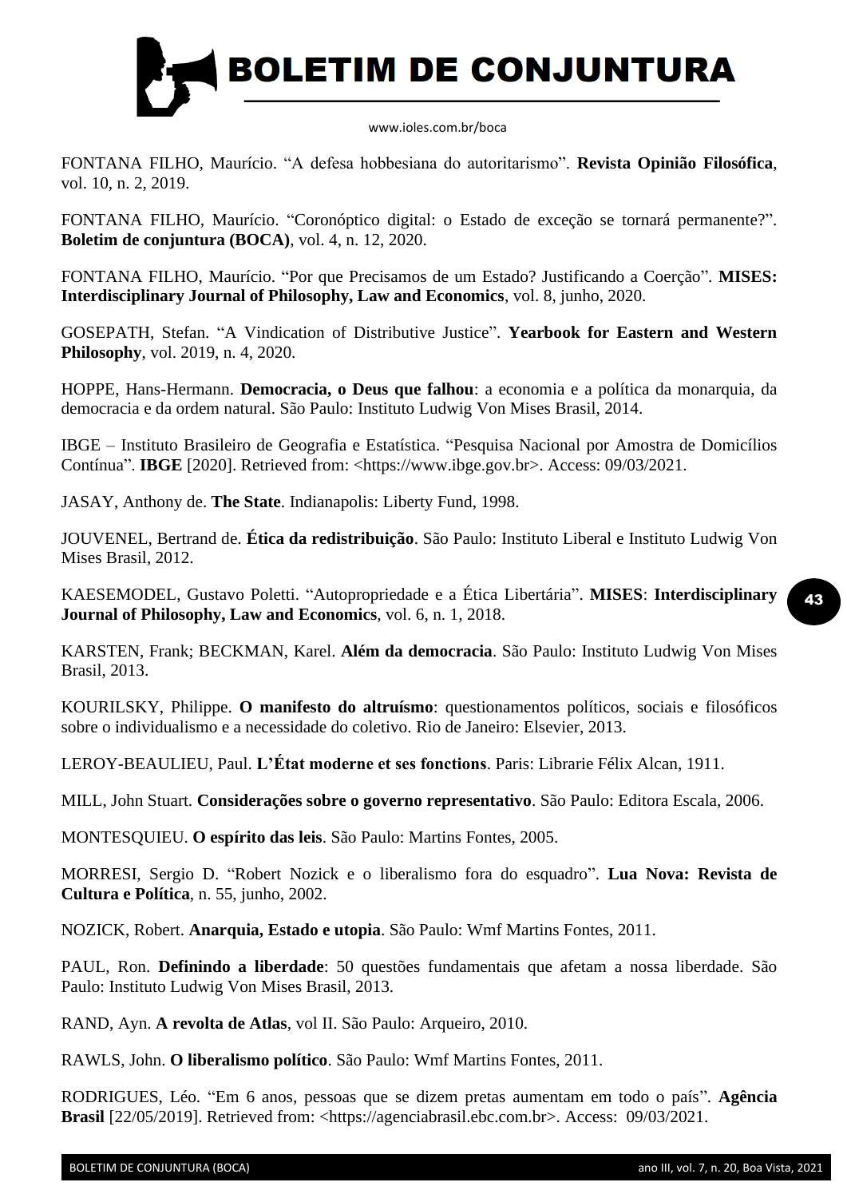FONTANA FILHO, Maurício. “A defesa hobbesiana do autoritarismo”. **Revista Opinião Filosófica**, vol. 10, n. 2, 2019.

FONTANA FILHO, Maurício. “Coronóptico digital: o Estado de exceção se tornará permanente?”. **Boletim de conjuntura (BOCA)**, vol. 4, n. 12, 2020.

FONTANA FILHO, Maurício. “Por que Precisamos de um Estado? Justificando a Coerção”. **MISES: Interdisciplinary Journal of Philosophy, Law and Economics**, vol. 8, junho, 2020.

GOSEPATH, Stefan. “A Vindication of Distributive Justice”. **Yearbook for Eastern and Western Philosophy**, vol. 2019, n. 4, 2020.

HOPPE, Hans-Hermann. **Democracia, o Deus que falhou**: a economia e a política da monarquia, da democracia e da ordem natural. São Paulo: Instituto Ludwig Von Mises Brasil, 2014.

IBGE – Instituto Brasileiro de Geografia e Estatística. “Pesquisa Nacional por Amostra de Domicílios Contínua”. **IBGE** [2020]. Retrieved from: <https://www.ibge.gov.br>. Access: 09/03/2021.

JASAY, Anthony de. **The State**. Indianapolis: Liberty Fund, 1998.

JOUVENEL, Bertrand de. **Ética da redistribuição**. São Paulo: Instituto Liberal e Instituto Ludwig Von Mises Brasil, 2012.

KAESEMODEL, Gustavo Poletti. “Autopropriedade e a Ética Libertária”. **MISES**: **Interdisciplinary Journal of Philosophy, Law and Economics**, vol. 6, n. 1, 2018.

KARSTEN, Frank; BECKMAN, Karel. **Além da democracia**. São Paulo: Instituto Ludwig Von Mises Brasil, 2013.

KOURILSKY, Philippe. **O manifesto do altruísmo**: questionamentos políticos, sociais e filosóficos sobre o individualismo e a necessidade do coletivo. Rio de Janeiro: Elsevier, 2013.

LEROY-BEAULIEU, Paul. **L’État moderne et ses fonctions**. Paris: Librarie Félix Alcan, 1911.

MILL, John Stuart. **Considerações sobre o governo representativo**. São Paulo: Editora Escala, 2006.

MONTESQUIEU. **O espírito das leis**. São Paulo: Martins Fontes, 2005.

MORRESI, Sergio D. “Robert Nozick e o liberalismo fora do esquadro”. **Lua Nova: Revista de Cultura e Política**, n. 55, junho, 2002.

NOZICK, Robert. **Anarquia, Estado e utopia**. São Paulo: Wmf Martins Fontes, 2011.

PAUL, Ron. **Definindo a liberdade**: 50 questões fundamentais que afetam a nossa liberdade. São Paulo: Instituto Ludwig Von Mises Brasil, 2013.

RAND, Ayn. **A revolta de Atlas**, vol II. São Paulo: Arqueiro, 2010.

RAWLS, John. **O liberalismo político**. São Paulo: Wmf Martins Fontes, 2011.

RODRIGUES, Léo. “Em 6 anos, pessoas que se dizem pretas aumentam em todo o país”. **Agência Brasil** [22/05/2019]. Retrieved from: <https://agenciabrasil.ebc.com.br>. Access: 09/03/2021.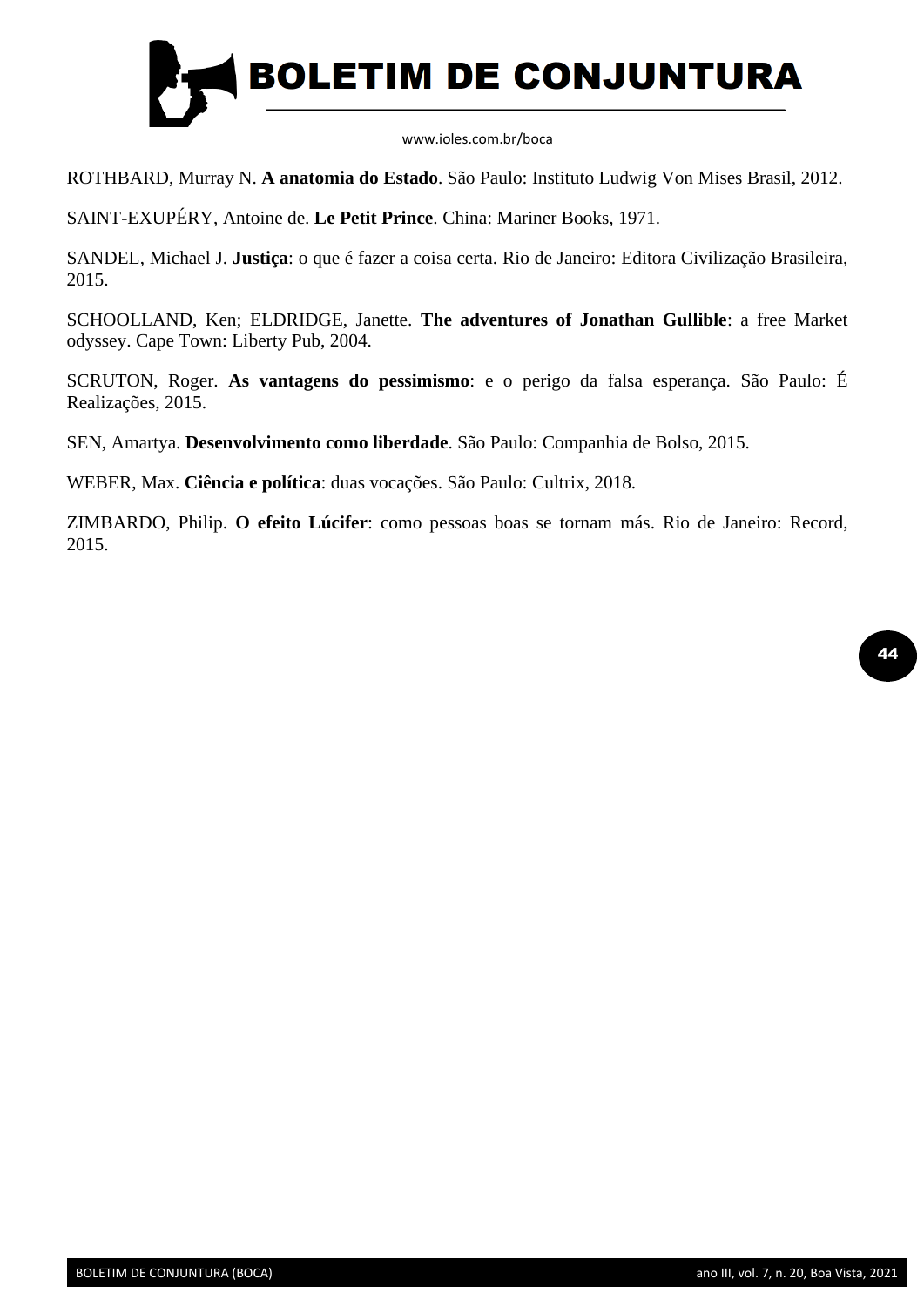ROTHBARD, Murray N. **A anatomia do Estado**. São Paulo: Instituto Ludwig Von Mises Brasil, 2012.

SAINT-EXUPÉRY, Antoine de. **Le Petit Prince**. China: Mariner Books, 1971.

SANDEL, Michael J. **Justiça**: o que é fazer a coisa certa. Rio de Janeiro: Editora Civilização Brasileira, 2015.

SCHOOLLAND, Ken; ELDRIDGE, Janette. **The adventures of Jonathan Gullible**: a free Market odyssey. Cape Town: Liberty Pub, 2004.

SCRUTON, Roger. **As vantagens do pessimismo**: e o perigo da falsa esperança. São Paulo: É Realizações, 2015.

SEN, Amartya. **Desenvolvimento como liberdade**. São Paulo: Companhia de Bolso, 2015.

WEBER, Max. **Ciência e política**: duas vocações. São Paulo: Cultrix, 2018.

ZIMBARDO, Philip. **O efeito Lúcifer**: como pessoas boas se tornam más. Rio de Janeiro: Record, 2015.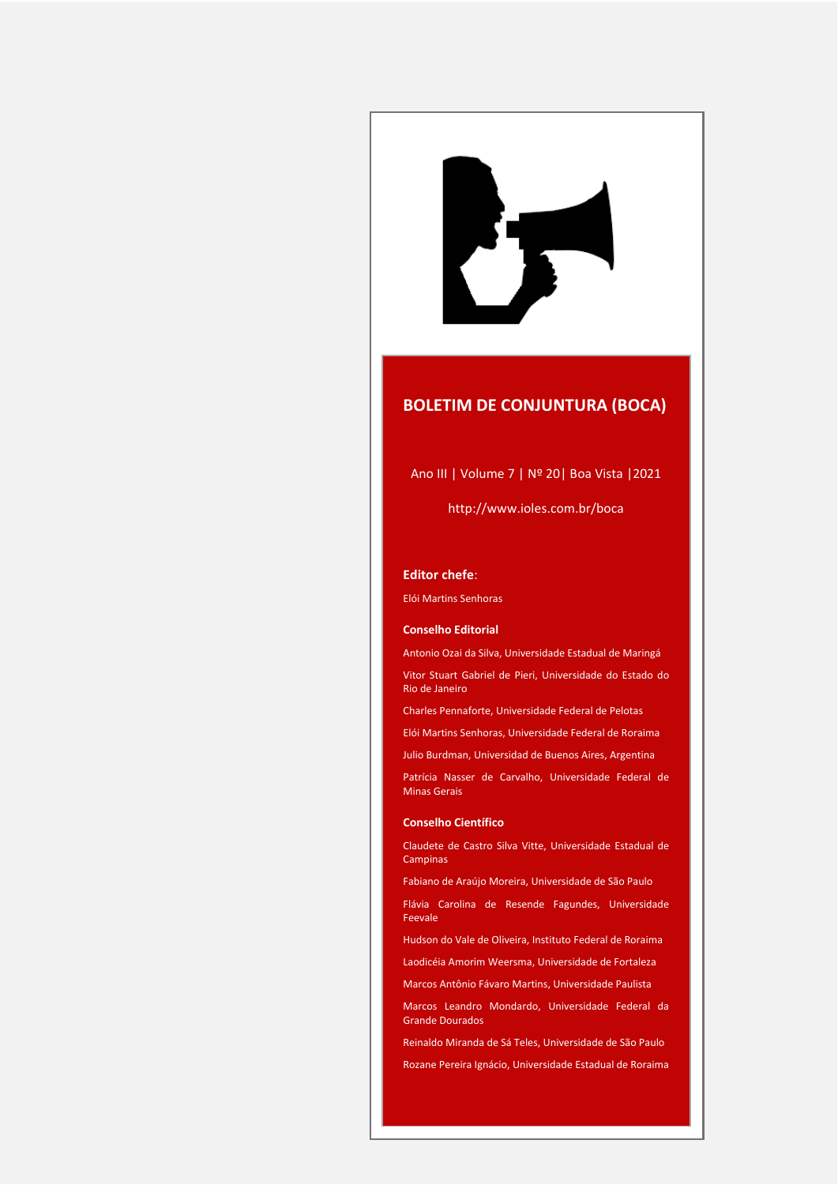# BOLETIM DE CONJUNTURA (BOCA)

Ano III | Volume 7 | Nº 20| Boa Vista |2021

http://www.ioles.com.br/boca

**Editor chefe**:

Elói Martins Senhoras

**Conselho Editorial**

Antonio Ozai da Silva, Universidade Estadual de Maringá

Vitor Stuart Gabriel de Pieri, Universidade do Estado do Rio de Janeiro

Charles Pennaforte, Universidade Federal de Pelotas

Elói Martins Senhoras, Universidade Federal de Roraima

Julio Burdman, Universidad de Buenos Aires, Argentina

Patrícia Nasser de Carvalho, Universidade Federal de Minas Gerais

**Conselho Científico**

Claudete de Castro Silva Vitte, Universidade Estadual de Campinas

Fabiano de Araújo Moreira, Universidade de São Paulo

Flávia Carolina de Resende Fagundes, Universidade Feevale

Hudson do Vale de Oliveira, Instituto Federal de Roraima

Laodicéia Amorim Weersma, Universidade de Fortaleza

Marcos Antônio Fávaro Martins, Universidade Paulista

Marcos Leandro Mondardo, Universidade Federal da Grande Dourados

Reinaldo Miranda de Sá Teles, Universidade de São Paulo

Rozane Pereira Ignácio, Universidade Estadual de Roraima